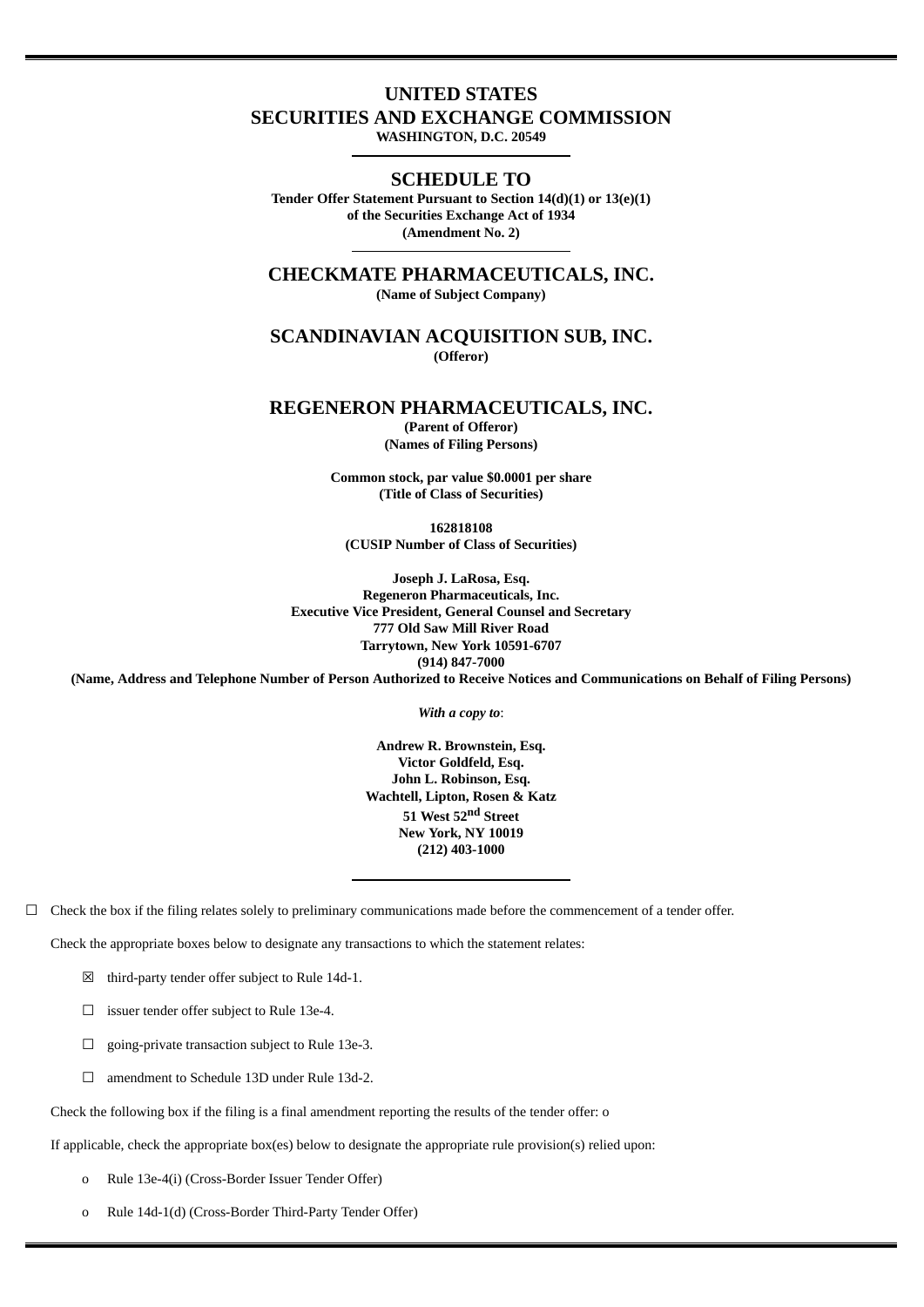# UNITED STATES
# SECURITIES AND EXCHANGE COMMISSION
**WASHINGTON, D.C. 20549**

---

## SCHEDULE TO

**Tender Offer Statement Pursuant to Section 14(d)(1) or 13(e)(1)**
**of the Securities Exchange Act of 1934**
**(Amendment No. 2)**

---

## CHECKMATE PHARMACEUTICALS, INC.
**(Name of Subject Company)**

## SCANDINAVIAN ACQUISITION SUB, INC.
**(Offeror)**

## REGENERON PHARMACEUTICALS, INC.
**(Parent of Offeror)**
**(Names of Filing Persons)**

**Common stock, par value $0.0001 per share**
**(Title of Class of Securities)**

**162818108**
**(CUSIP Number of Class of Securities)**

**Joseph J. LaRosa, Esq.**
**Regeneron Pharmaceuticals, Inc.**
**Executive Vice President, General Counsel and Secretary**
**777 Old Saw Mill River Road**
**Tarrytown, New York 10591-6707**
**(914) 847-7000**
**(Name, Address and Telephone Number of Person Authorized to Receive Notices and Communications on Behalf of Filing Persons)**

***With a copy to*:**

**Andrew R. Brownstein, Esq.**
**Victor Goldfeld, Esq.**
**John L. Robinson, Esq.**
**Wachtell, Lipton, Rosen & Katz**
**51 West 52nd Street**
**New York, NY 10019**
**(212) 403-1000**

---

☐ Check the box if the filing relates solely to preliminary communications made before the commencement of a tender offer.

Check the appropriate boxes below to designate any transactions to which the statement relates:

☒ third-party tender offer subject to Rule 14d-1.

☐ issuer tender offer subject to Rule 13e-4.

☐ going-private transaction subject to Rule 13e-3.

☐ amendment to Schedule 13D under Rule 13d-2.

Check the following box if the filing is a final amendment reporting the results of the tender offer: o

If applicable, check the appropriate box(es) below to designate the appropriate rule provision(s) relied upon:

o Rule 13e-4(i) (Cross-Border Issuer Tender Offer)

o Rule 14d-1(d) (Cross-Border Third-Party Tender Offer)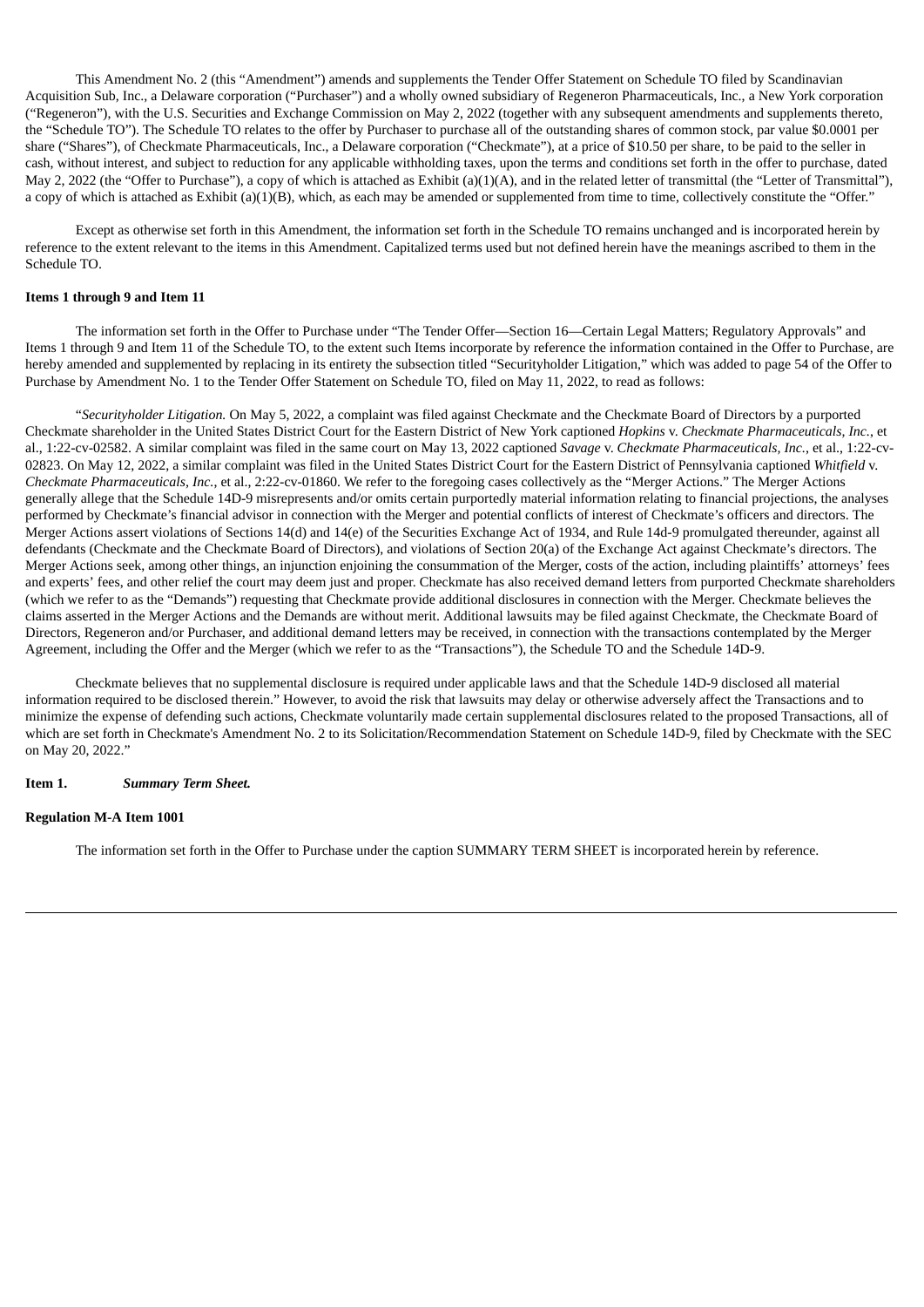This Amendment No. 2 (this "Amendment") amends and supplements the Tender Offer Statement on Schedule TO filed by Scandinavian Acquisition Sub, Inc., a Delaware corporation ("Purchaser") and a wholly owned subsidiary of Regeneron Pharmaceuticals, Inc., a New York corporation ("Regeneron"), with the U.S. Securities and Exchange Commission on May 2, 2022 (together with any subsequent amendments and supplements thereto, the "Schedule TO"). The Schedule TO relates to the offer by Purchaser to purchase all of the outstanding shares of common stock, par value $0.0001 per share ("Shares"), of Checkmate Pharmaceuticals, Inc., a Delaware corporation ("Checkmate"), at a price of $10.50 per share, to be paid to the seller in cash, without interest, and subject to reduction for any applicable withholding taxes, upon the terms and conditions set forth in the offer to purchase, dated May 2, 2022 (the "Offer to Purchase"), a copy of which is attached as Exhibit (a)(1)(A), and in the related letter of transmittal (the "Letter of Transmittal"), a copy of which is attached as Exhibit (a)(1)(B), which, as each may be amended or supplemented from time to time, collectively constitute the "Offer."

Except as otherwise set forth in this Amendment, the information set forth in the Schedule TO remains unchanged and is incorporated herein by reference to the extent relevant to the items in this Amendment. Capitalized terms used but not defined herein have the meanings ascribed to them in the Schedule TO.

**Items 1 through 9 and Item 11**

The information set forth in the Offer to Purchase under "The Tender Offer—Section 16—Certain Legal Matters; Regulatory Approvals" and Items 1 through 9 and Item 11 of the Schedule TO, to the extent such Items incorporate by reference the information contained in the Offer to Purchase, are hereby amended and supplemented by replacing in its entirety the subsection titled "Securityholder Litigation," which was added to page 54 of the Offer to Purchase by Amendment No. 1 to the Tender Offer Statement on Schedule TO, filed on May 11, 2022, to read as follows:

"*Securityholder Litigation.* On May 5, 2022, a complaint was filed against Checkmate and the Checkmate Board of Directors by a purported Checkmate shareholder in the United States District Court for the Eastern District of New York captioned *Hopkins* v. *Checkmate Pharmaceuticals, Inc.*, et al., 1:22-cv-02582. A similar complaint was filed in the same court on May 13, 2022 captioned *Savage* v. *Checkmate Pharmaceuticals, Inc.*, et al., 1:22-cv-02823. On May 12, 2022, a similar complaint was filed in the United States District Court for the Eastern District of Pennsylvania captioned *Whitfield* v. *Checkmate Pharmaceuticals, Inc.*, et al., 2:22-cv-01860. We refer to the foregoing cases collectively as the "Merger Actions." The Merger Actions generally allege that the Schedule 14D-9 misrepresents and/or omits certain purportedly material information relating to financial projections, the analyses performed by Checkmate's financial advisor in connection with the Merger and potential conflicts of interest of Checkmate's officers and directors. The Merger Actions assert violations of Sections 14(d) and 14(e) of the Securities Exchange Act of 1934, and Rule 14d-9 promulgated thereunder, against all defendants (Checkmate and the Checkmate Board of Directors), and violations of Section 20(a) of the Exchange Act against Checkmate's directors. The Merger Actions seek, among other things, an injunction enjoining the consummation of the Merger, costs of the action, including plaintiffs' attorneys' fees and experts' fees, and other relief the court may deem just and proper. Checkmate has also received demand letters from purported Checkmate shareholders (which we refer to as the "Demands") requesting that Checkmate provide additional disclosures in connection with the Merger. Checkmate believes the claims asserted in the Merger Actions and the Demands are without merit. Additional lawsuits may be filed against Checkmate, the Checkmate Board of Directors, Regeneron and/or Purchaser, and additional demand letters may be received, in connection with the transactions contemplated by the Merger Agreement, including the Offer and the Merger (which we refer to as the "Transactions"), the Schedule TO and the Schedule 14D-9.

Checkmate believes that no supplemental disclosure is required under applicable laws and that the Schedule 14D-9 disclosed all material information required to be disclosed therein." However, to avoid the risk that lawsuits may delay or otherwise adversely affect the Transactions and to minimize the expense of defending such actions, Checkmate voluntarily made certain supplemental disclosures related to the proposed Transactions, all of which are set forth in Checkmate's Amendment No. 2 to its Solicitation/Recommendation Statement on Schedule 14D-9, filed by Checkmate with the SEC on May 20, 2022."

**Item 1. *Summary Term Sheet.***

**Regulation M-A Item 1001**

The information set forth in the Offer to Purchase under the caption SUMMARY TERM SHEET is incorporated herein by reference.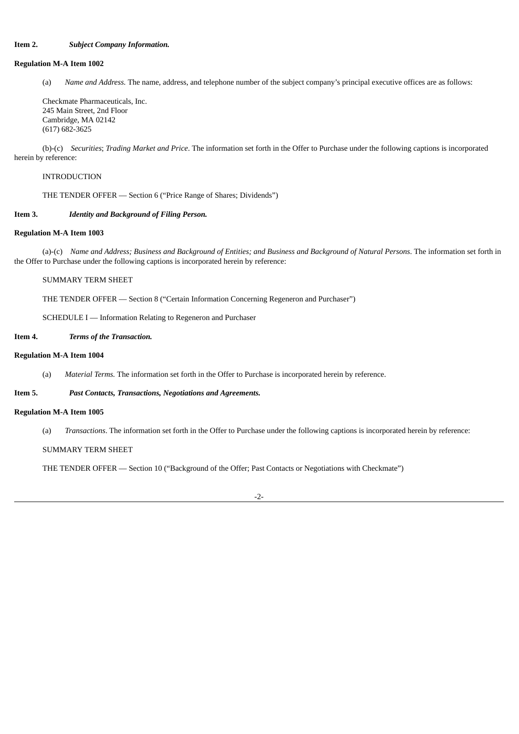**Item 2.** ***Subject Company Information.***

**Regulation M-A Item 1002**

(a) *Name and Address.* The name, address, and telephone number of the subject company's principal executive offices are as follows:

Checkmate Pharmaceuticals, Inc.
245 Main Street, 2nd Floor
Cambridge, MA 02142
(617) 682-3625

(b)-(c) *Securities*; *Trading Market and Price*. The information set forth in the Offer to Purchase under the following captions is incorporated herein by reference:

INTRODUCTION

THE TENDER OFFER — Section 6 ("Price Range of Shares; Dividends")

**Item 3.** ***Identity and Background of Filing Person.***

**Regulation M-A Item 1003**

(a)-(c) *Name and Address; Business and Background of Entities; and Business and Background of Natural Persons*. The information set forth in the Offer to Purchase under the following captions is incorporated herein by reference:

SUMMARY TERM SHEET

THE TENDER OFFER — Section 8 ("Certain Information Concerning Regeneron and Purchaser")

SCHEDULE I — Information Relating to Regeneron and Purchaser

**Item 4.** ***Terms of the Transaction.***

**Regulation M-A Item 1004**

(a) *Material Terms.* The information set forth in the Offer to Purchase is incorporated herein by reference.

**Item 5.** ***Past Contacts, Transactions, Negotiations and Agreements.***

**Regulation M-A Item 1005**

(a) *Transactions*. The information set forth in the Offer to Purchase under the following captions is incorporated herein by reference:

SUMMARY TERM SHEET

THE TENDER OFFER — Section 10 ("Background of the Offer; Past Contacts or Negotiations with Checkmate")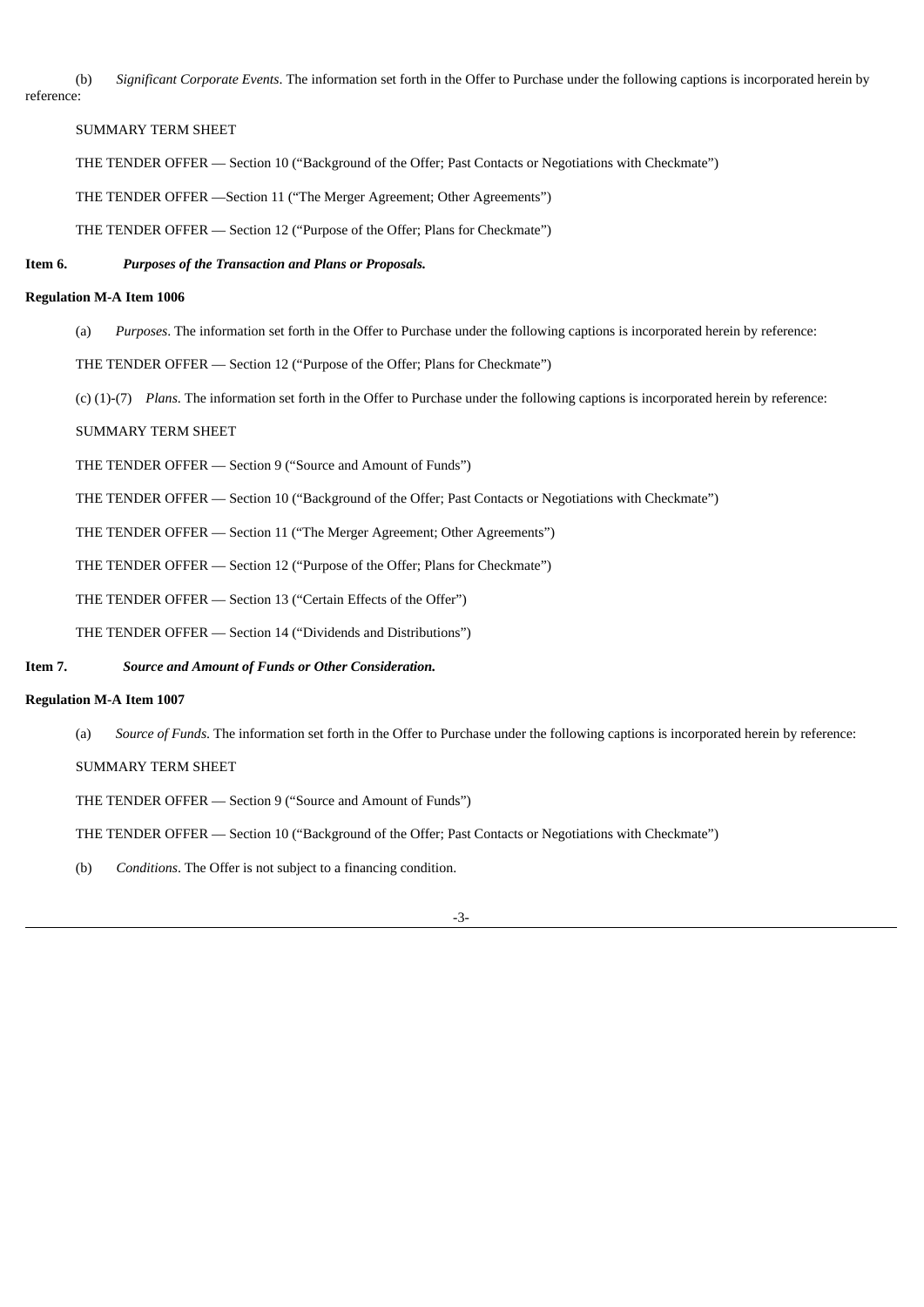(b) *Significant Corporate Events*. The information set forth in the Offer to Purchase under the following captions is incorporated herein by reference:

SUMMARY TERM SHEET

THE TENDER OFFER — Section 10 ("Background of the Offer; Past Contacts or Negotiations with Checkmate")

THE TENDER OFFER —Section 11 ("The Merger Agreement; Other Agreements")

THE TENDER OFFER — Section 12 ("Purpose of the Offer; Plans for Checkmate")

**Item 6.** ***Purposes of the Transaction and Plans or Proposals.***

**Regulation M-A Item 1006**

(a) *Purposes*. The information set forth in the Offer to Purchase under the following captions is incorporated herein by reference:

THE TENDER OFFER — Section 12 ("Purpose of the Offer; Plans for Checkmate")

(c) (1)-(7) *Plans*. The information set forth in the Offer to Purchase under the following captions is incorporated herein by reference:

SUMMARY TERM SHEET

THE TENDER OFFER — Section 9 ("Source and Amount of Funds")

THE TENDER OFFER — Section 10 ("Background of the Offer; Past Contacts or Negotiations with Checkmate")

THE TENDER OFFER — Section 11 ("The Merger Agreement; Other Agreements")

THE TENDER OFFER — Section 12 ("Purpose of the Offer; Plans for Checkmate")

THE TENDER OFFER — Section 13 ("Certain Effects of the Offer")

THE TENDER OFFER — Section 14 ("Dividends and Distributions")

**Item 7.** ***Source and Amount of Funds or Other Consideration.***

**Regulation M-A Item 1007**

(a) *Source of Funds*. The information set forth in the Offer to Purchase under the following captions is incorporated herein by reference:

SUMMARY TERM SHEET

THE TENDER OFFER — Section 9 ("Source and Amount of Funds")

THE TENDER OFFER — Section 10 ("Background of the Offer; Past Contacts or Negotiations with Checkmate")

(b) *Conditions*. The Offer is not subject to a financing condition.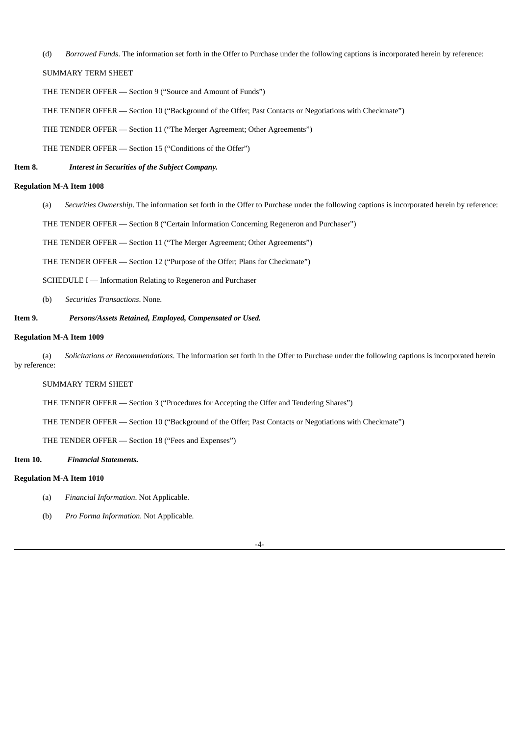(d) *Borrowed Funds*. The information set forth in the Offer to Purchase under the following captions is incorporated herein by reference:

SUMMARY TERM SHEET

THE TENDER OFFER — Section 9 ("Source and Amount of Funds")

THE TENDER OFFER — Section 10 ("Background of the Offer; Past Contacts or Negotiations with Checkmate")

THE TENDER OFFER — Section 11 ("The Merger Agreement; Other Agreements")

THE TENDER OFFER — Section 15 ("Conditions of the Offer")

**Item 8.** ***Interest in Securities of the Subject Company.***

**Regulation M-A Item 1008**

(a) *Securities Ownership*. The information set forth in the Offer to Purchase under the following captions is incorporated herein by reference:

THE TENDER OFFER — Section 8 ("Certain Information Concerning Regeneron and Purchaser")

THE TENDER OFFER — Section 11 ("The Merger Agreement; Other Agreements")

THE TENDER OFFER — Section 12 ("Purpose of the Offer; Plans for Checkmate")

SCHEDULE I — Information Relating to Regeneron and Purchaser

(b) *Securities Transactions*. None.

**Item 9.** ***Persons/Assets Retained, Employed, Compensated or Used.***

**Regulation M-A Item 1009**

(a) *Solicitations or Recommendations*. The information set forth in the Offer to Purchase under the following captions is incorporated herein by reference:

SUMMARY TERM SHEET

THE TENDER OFFER — Section 3 ("Procedures for Accepting the Offer and Tendering Shares")

THE TENDER OFFER — Section 10 ("Background of the Offer; Past Contacts or Negotiations with Checkmate")

THE TENDER OFFER — Section 18 ("Fees and Expenses")

**Item 10.** ***Financial Statements.***

**Regulation M-A Item 1010**

(a) *Financial Information*. Not Applicable.

(b) *Pro Forma Information*. Not Applicable.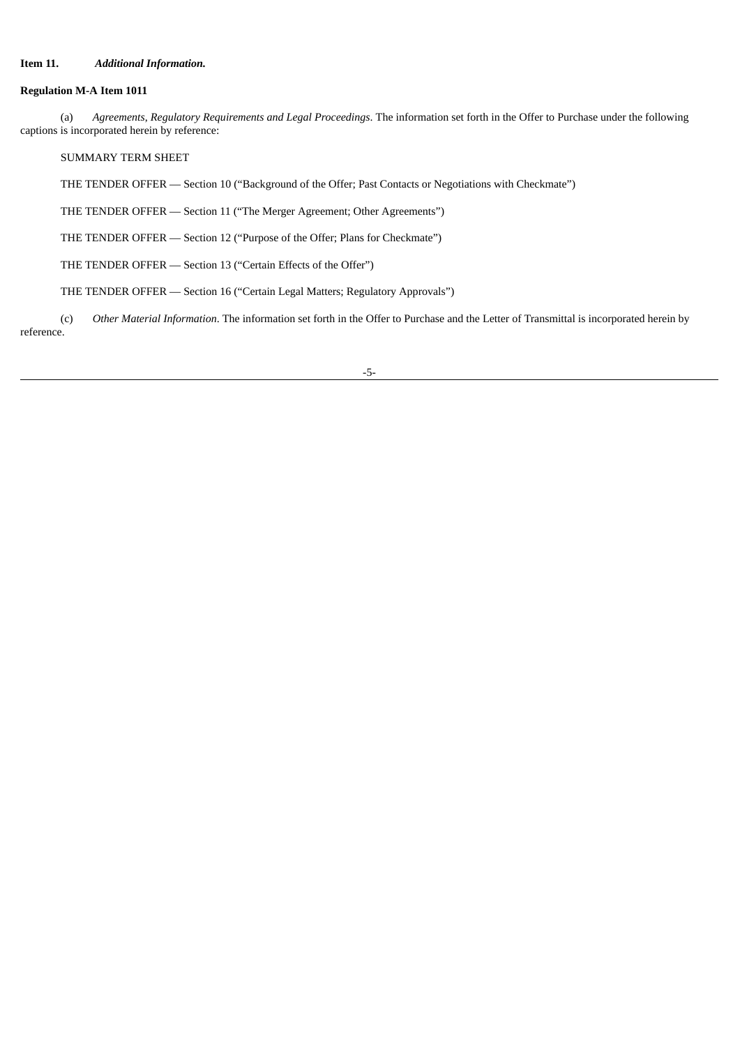**Item 11.** ***Additional Information.***

**Regulation M-A Item 1011**

(a) *Agreements, Regulatory Requirements and Legal Proceedings*. The information set forth in the Offer to Purchase under the following captions is incorporated herein by reference:

SUMMARY TERM SHEET

THE TENDER OFFER — Section 10 ("Background of the Offer; Past Contacts or Negotiations with Checkmate")

THE TENDER OFFER — Section 11 ("The Merger Agreement; Other Agreements")

THE TENDER OFFER — Section 12 ("Purpose of the Offer; Plans for Checkmate")

THE TENDER OFFER — Section 13 ("Certain Effects of the Offer")

THE TENDER OFFER — Section 16 ("Certain Legal Matters; Regulatory Approvals")

(c) *Other Material Information*. The information set forth in the Offer to Purchase and the Letter of Transmittal is incorporated herein by reference.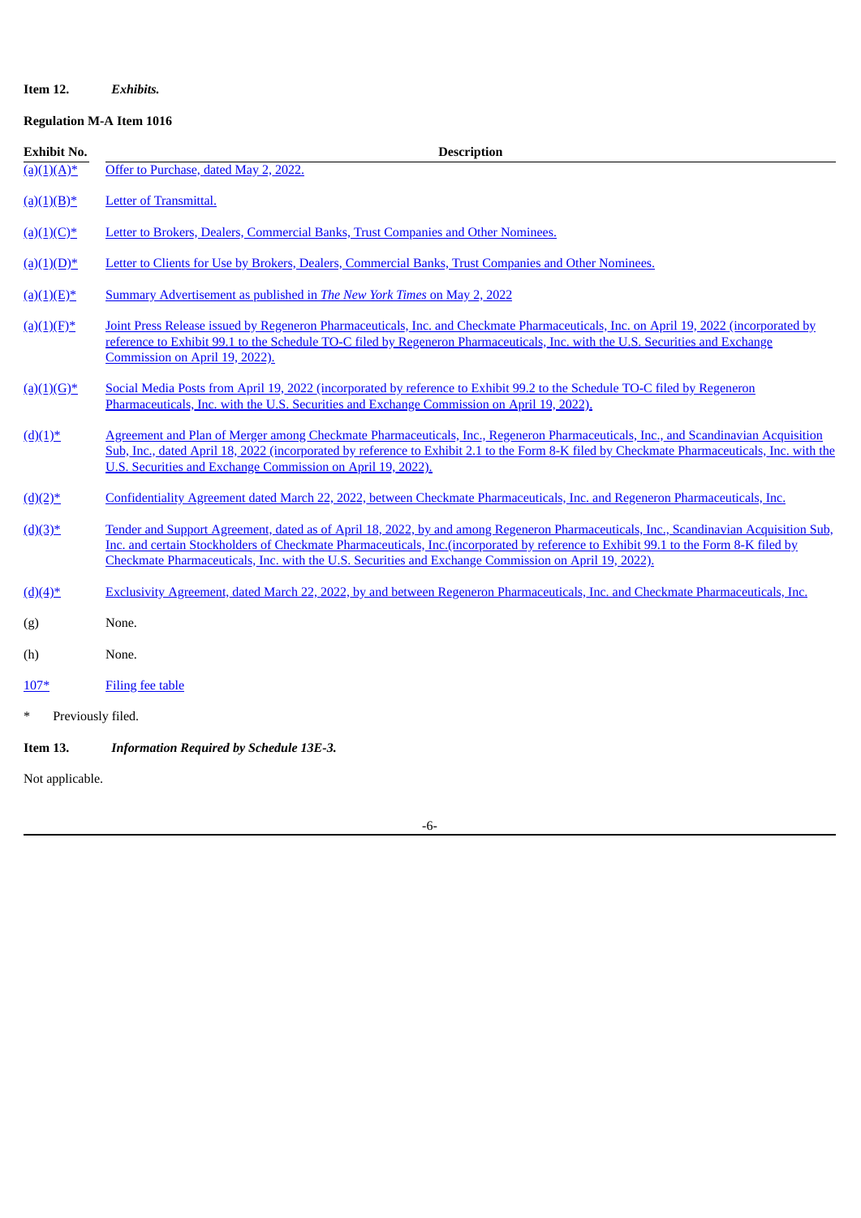**Item 12.** ***Exhibits.***

**Regulation M-A Item 1016**

| Exhibit No. | Description |
|---|---|
| (a)(1)(A)* | Offer to Purchase, dated May 2, 2022. |
| (a)(1)(B)* | Letter of Transmittal. |
| (a)(1)(C)* | Letter to Brokers, Dealers, Commercial Banks, Trust Companies and Other Nominees. |
| (a)(1)(D)* | Letter to Clients for Use by Brokers, Dealers, Commercial Banks, Trust Companies and Other Nominees. |
| (a)(1)(E)* | Summary Advertisement as published in *The New York Times* on May 2, 2022 |
| (a)(1)(F)* | Joint Press Release issued by Regeneron Pharmaceuticals, Inc. and Checkmate Pharmaceuticals, Inc. on April 19, 2022 (incorporated by reference to Exhibit 99.1 to the Schedule TO-C filed by Regeneron Pharmaceuticals, Inc. with the U.S. Securities and Exchange Commission on April 19, 2022). |
| (a)(1)(G)* | Social Media Posts from April 19, 2022 (incorporated by reference to Exhibit 99.2 to the Schedule TO-C filed by Regeneron Pharmaceuticals, Inc. with the U.S. Securities and Exchange Commission on April 19, 2022). |
| (d)(1)* | Agreement and Plan of Merger among Checkmate Pharmaceuticals, Inc., Regeneron Pharmaceuticals, Inc., and Scandinavian Acquisition Sub, Inc., dated April 18, 2022 (incorporated by reference to Exhibit 2.1 to the Form 8-K filed by Checkmate Pharmaceuticals, Inc. with the U.S. Securities and Exchange Commission on April 19, 2022). |
| (d)(2)* | Confidentiality Agreement dated March 22, 2022, between Checkmate Pharmaceuticals, Inc. and Regeneron Pharmaceuticals, Inc. |
| (d)(3)* | Tender and Support Agreement, dated as of April 18, 2022, by and among Regeneron Pharmaceuticals, Inc., Scandinavian Acquisition Sub, Inc. and certain Stockholders of Checkmate Pharmaceuticals, Inc.(incorporated by reference to Exhibit 99.1 to the Form 8-K filed by Checkmate Pharmaceuticals, Inc. with the U.S. Securities and Exchange Commission on April 19, 2022). |
| (d)(4)* | Exclusivity Agreement, dated March 22, 2022, by and between Regeneron Pharmaceuticals, Inc. and Checkmate Pharmaceuticals, Inc. |
| (g) | None. |
| (h) | None. |
| 107* | Filing fee table |

\* Previously filed.

**Item 13.** ***Information Required by Schedule 13E-3.***

Not applicable.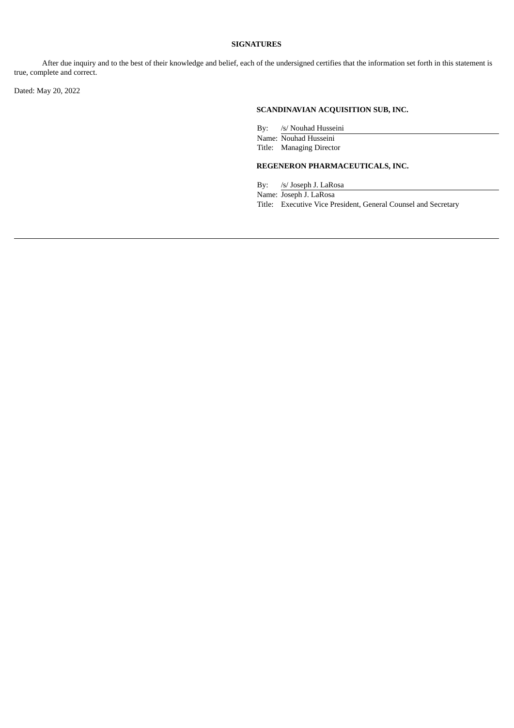**SIGNATURES**

After due inquiry and to the best of their knowledge and belief, each of the undersigned certifies that the information set forth in this statement is true, complete and correct.

Dated: May 20, 2022

**SCANDINAVIAN ACQUISITION SUB, INC.**

By: /s/ Nouhad Husseini
Name: Nouhad Husseini
Title: Managing Director

**REGENERON PHARMACEUTICALS, INC.**

By: /s/ Joseph J. LaRosa
Name: Joseph J. LaRosa
Title: Executive Vice President, General Counsel and Secretary